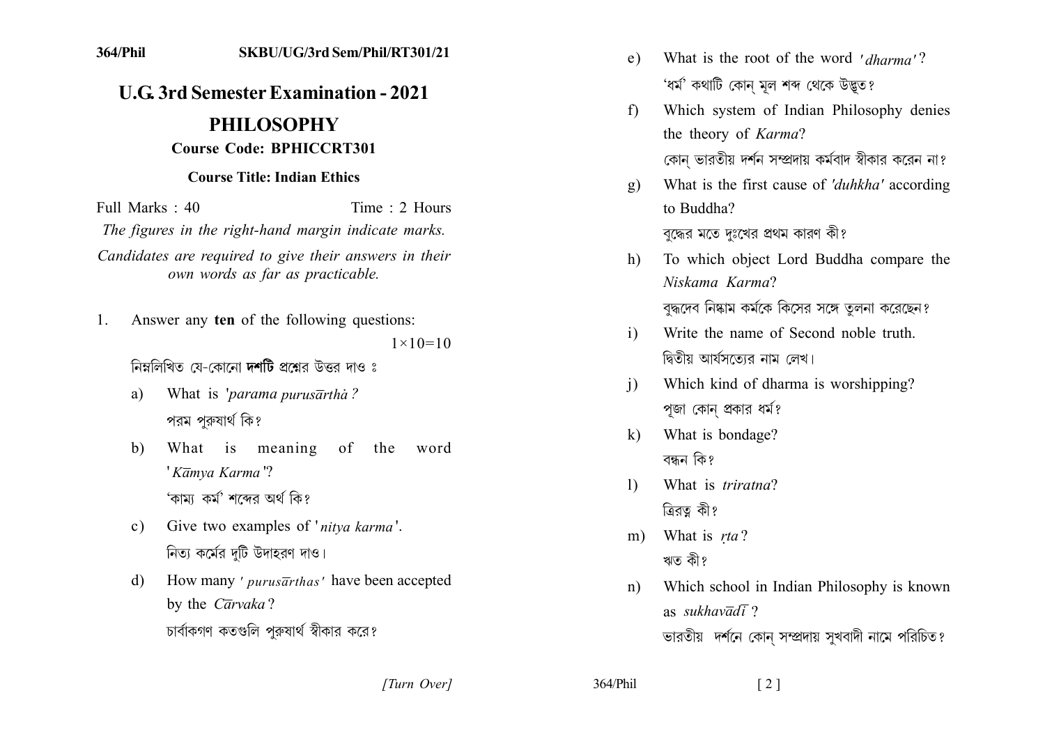364/Phil SKBU/UG/3rd Sem/Phil/RT301/21

# U.G. 3rd Semester Examination - 2021

## PHILOSOPHY

### Course Code: BPHICCRT301

### Course Title: Indian Ethics

Full Marks : 40 Time : 2 Hours

*The figures in the right-hand margin indicate marks.*

*Candidates are required to give their answers in their own words as far as practicable.*

1. Answer any **ten** of the following questions: $1\times10=10$

   নিম্নলিখিত যে-কোনো **দশটি** প্রশ্নের উত্তর দাও ঃ

   a) What is '*parama purusārtha*?

   পরম পুরুষার্থ কি?

   b) What is meaning of the word '*Kāmya Karma*'?

   'কাম্য কর্ম' শব্দের অর্থ কি?

   c) Give two examples of '*nitya karma*'.

   নিত্য কর্মের দুটি উদাহরণ দাও।

   d) How many '*purusārthas*' have been accepted by the *Cārvaka*?

   চার্বাকগণ কতগুলি পুরুষার্থ স্বীকার করে?

   e) What is the root of the word '*dharma*'?

   'ধর্ম' কথাটি কোন্ মূল শব্দ থেকে উদ্ভূত?

   f) Which system of Indian Philosophy denies the theory of *Karma*?

   কোন্ ভারতীয় দর্শন সম্প্রদায় কর্মবাদ স্বীকার করেন না?

   g) What is the first cause of '*duhkha*' according to Buddha?

   বুদ্ধের মতে দুঃখের প্রথম কারণ কী?

   h) To which object Lord Buddha compare the *Niskama Karma*?

   বুদ্ধদেব নিষ্কাম কর্মকে কিসের সঙ্গে তুলনা করেছেন?

   i) Write the name of Second noble truth.

   দ্বিতীয় আর্যসত্যের নাম লেখ।

   j) Which kind of dharma is worshipping?

   পূজা কোন্ প্রকার ধর্ম?

   k) What is bondage?

   বন্ধন কি?

   l) What is *triratna*?

   ত্রিরত্ন কী?

   m) What is *ṛta*?

   ঋত কী?

   n) Which school in Indian Philosophy is known as *sukhavādī*?

   ভারতীয় দর্শনে কোন্ সম্প্রদায় সুখবাদী নামে পরিচিত?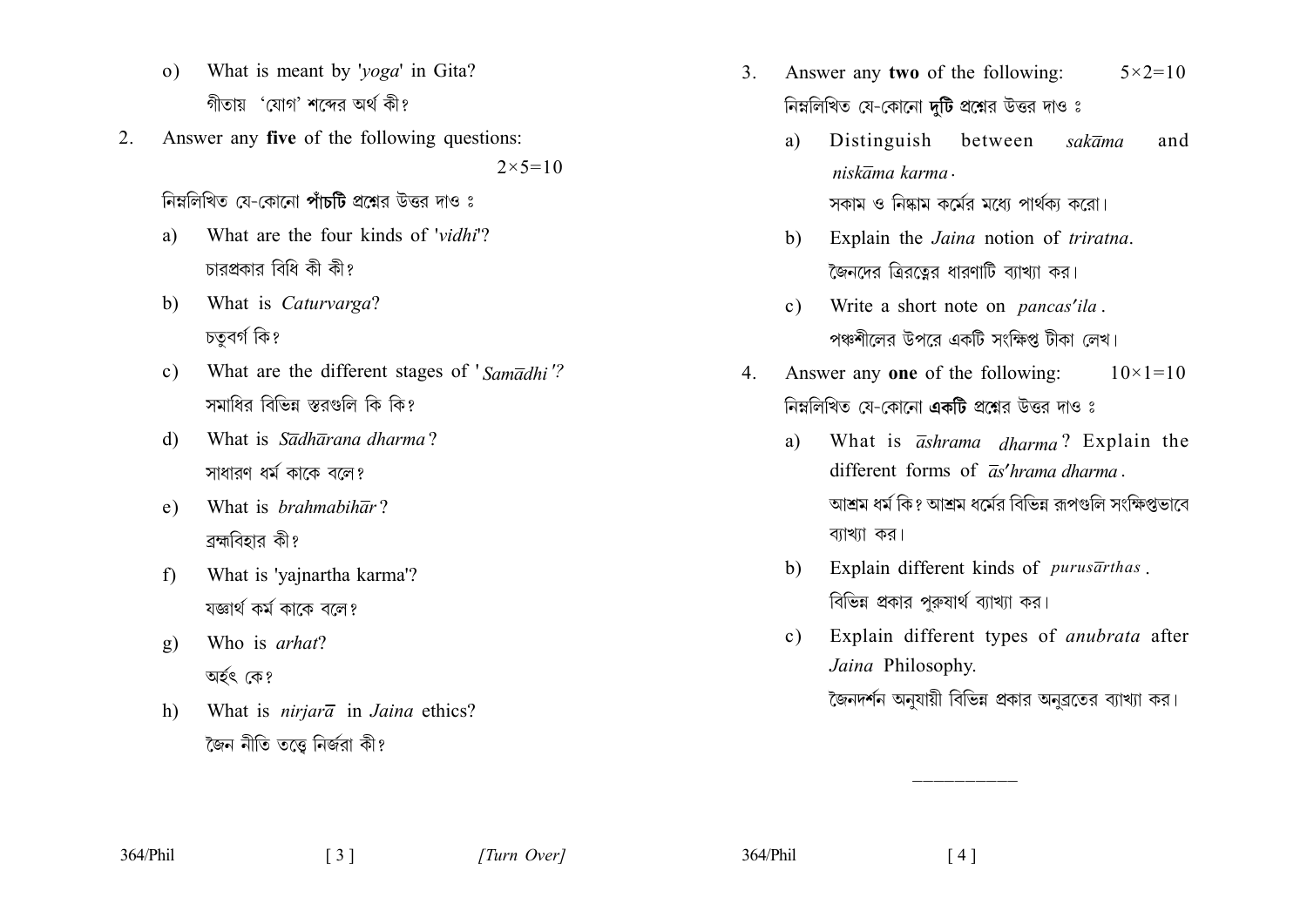o) What is meant by '*yoga*' in Gita?
গীতায় 'যোগ' শব্দের অর্থ কী?

2. Answer any **five** of the following questions: $2 \times 5 = 10$

নিম্নলিখিত যে-কোনো **পাঁচটি** প্রশ্নের উত্তর দাও ঃ

a) What are the four kinds of '*vidhi*'?
চারপ্রকার বিধি কী কী?

b) What is *Caturvarga*?
চতুবর্গ কি?

c) What are the different stages of '*Samādhi*'?
সমাধির বিভিন্ন স্তরগুলি কি কি?

d) What is *Sādhārana dharma*?
সাধারণ ধর্ম কাকে বলে?

e) What is *brahmabihār*?
ব্রহ্মবিহার কী?

f) What is 'yajnartha karma'?
যজ্ঞার্থ কর্ম কাকে বলে?

g) Who is *arhat*?
অর্হৎ কে?

h) What is *nirjarā* in *Jaina* ethics?
জৈন নীতি তত্ত্বে নির্জরা কী?

3. Answer any **two** of the following: $5 \times 2 = 10$

নিম্নলিখিত যে-কোনো **দুটি** প্রশ্নের উত্তর দাও ঃ

a) Distinguish between *sakāma* and *niskāma karma*.
সকাম ও নিষ্কাম কর্মের মধ্যে পার্থক্য করো।

b) Explain the *Jaina* notion of *triratna*.
জৈনদের ত্রিরত্নের ধারণাটি ব্যাখ্যা কর।

c) Write a short note on *pancas'ila*.
পঞ্চশীলের উপরে একটি সংক্ষিপ্ত টীকা লেখ।

4. Answer any **one** of the following: $10 \times 1 = 10$

নিম্নলিখিত যে-কোনো **একটি** প্রশ্নের উত্তর দাও ঃ

a) What is *āshrama dharma*? Explain the different forms of *ās'hrama dharma*.
আশ্রম ধর্ম কি? আশ্রম ধর্মের বিভিন্ন রূপগুলি সংক্ষিপ্তভাবে ব্যাখ্যা কর।

b) Explain different kinds of *purusārthas*.
বিভিন্ন প্রকার পুরুষার্থ ব্যাখ্যা কর।

c) Explain different types of *anubrata* after *Jaina* Philosophy.
জৈনদর্শন অনুযায়ী বিভিন্ন প্রকার অনুব্রতের ব্যাখ্যা কর।

———————